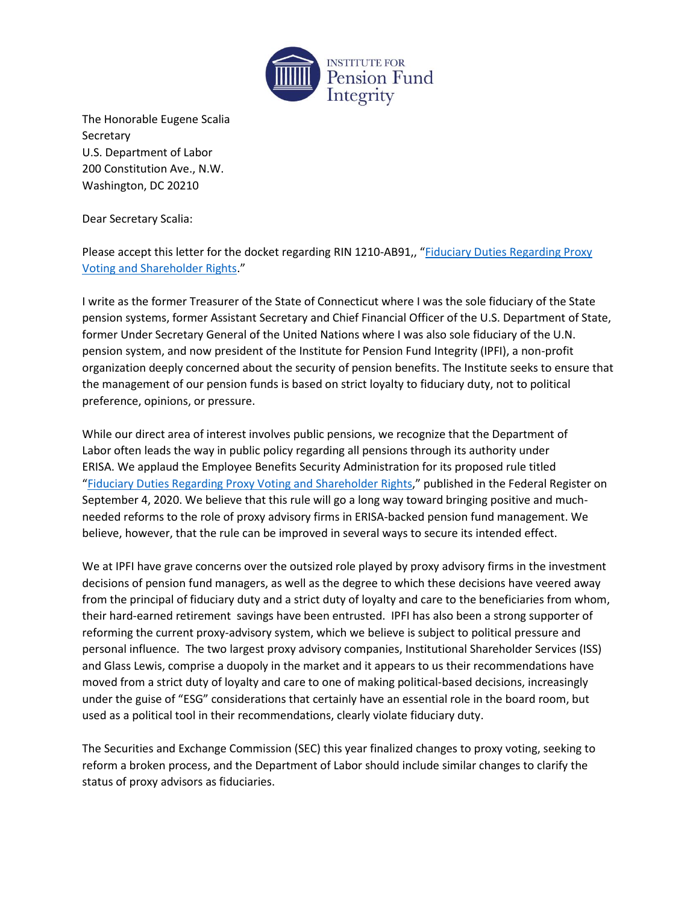INSTITUTE FOR
Pension Fund
Integrity

The Honorable Eugene Scalia
Secretary
U.S. Department of Labor
200 Constitution Ave., N.W.
Washington, DC 20210

Dear Secretary Scalia:

Please accept this letter for the docket regarding RIN 1210-AB91,, "Fiduciary Duties Regarding Proxy Voting and Shareholder Rights."

I write as the former Treasurer of the State of Connecticut where I was the sole fiduciary of the State pension systems, former Assistant Secretary and Chief Financial Officer of the U.S. Department of State, former Under Secretary General of the United Nations where I was also sole fiduciary of the U.N. pension system, and now president of the Institute for Pension Fund Integrity (IPFI), a non-profit organization deeply concerned about the security of pension benefits. The Institute seeks to ensure that the management of our pension funds is based on strict loyalty to fiduciary duty, not to political preference, opinions, or pressure.

While our direct area of interest involves public pensions, we recognize that the Department of Labor often leads the way in public policy regarding all pensions through its authority under ERISA. We applaud the Employee Benefits Security Administration for its proposed rule titled "Fiduciary Duties Regarding Proxy Voting and Shareholder Rights," published in the Federal Register on September 4, 2020. We believe that this rule will go a long way toward bringing positive and much-needed reforms to the role of proxy advisory firms in ERISA-backed pension fund management. We believe, however, that the rule can be improved in several ways to secure its intended effect.

We at IPFI have grave concerns over the outsized role played by proxy advisory firms in the investment decisions of pension fund managers, as well as the degree to which these decisions have veered away from the principal of fiduciary duty and a strict duty of loyalty and care to the beneficiaries from whom, their hard-earned retirement savings have been entrusted. IPFI has also been a strong supporter of reforming the current proxy-advisory system, which we believe is subject to political pressure and personal influence. The two largest proxy advisory companies, Institutional Shareholder Services (ISS) and Glass Lewis, comprise a duopoly in the market and it appears to us their recommendations have moved from a strict duty of loyalty and care to one of making political-based decisions, increasingly under the guise of "ESG" considerations that certainly have an essential role in the board room, but used as a political tool in their recommendations, clearly violate fiduciary duty.

The Securities and Exchange Commission (SEC) this year finalized changes to proxy voting, seeking to reform a broken process, and the Department of Labor should include similar changes to clarify the status of proxy advisors as fiduciaries.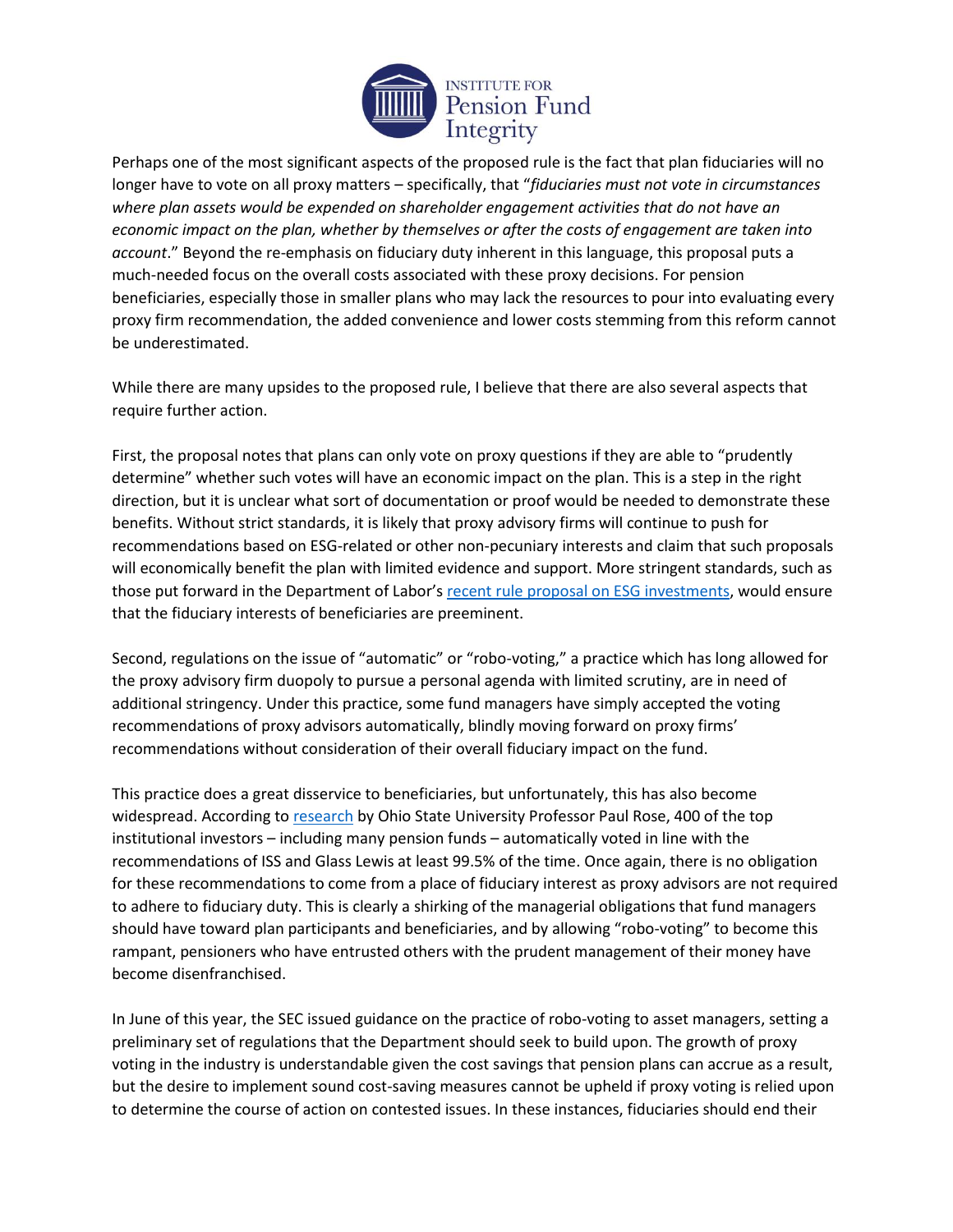Perhaps one of the most significant aspects of the proposed rule is the fact that plan fiduciaries will no longer have to vote on all proxy matters – specifically, that "*fiduciaries must not vote in circumstances where plan assets would be expended on shareholder engagement activities that do not have an economic impact on the plan, whether by themselves or after the costs of engagement are taken into account*." Beyond the re-emphasis on fiduciary duty inherent in this language, this proposal puts a much-needed focus on the overall costs associated with these proxy decisions. For pension beneficiaries, especially those in smaller plans who may lack the resources to pour into evaluating every proxy firm recommendation, the added convenience and lower costs stemming from this reform cannot be underestimated.

While there are many upsides to the proposed rule, I believe that there are also several aspects that require further action.

First, the proposal notes that plans can only vote on proxy questions if they are able to "prudently determine" whether such votes will have an economic impact on the plan. This is a step in the right direction, but it is unclear what sort of documentation or proof would be needed to demonstrate these benefits. Without strict standards, it is likely that proxy advisory firms will continue to push for recommendations based on ESG-related or other non-pecuniary interests and claim that such proposals will economically benefit the plan with limited evidence and support. More stringent standards, such as those put forward in the Department of Labor's recent rule proposal on ESG investments, would ensure that the fiduciary interests of beneficiaries are preeminent.

Second, regulations on the issue of "automatic" or "robo-voting," a practice which has long allowed for the proxy advisory firm duopoly to pursue a personal agenda with limited scrutiny, are in need of additional stringency. Under this practice, some fund managers have simply accepted the voting recommendations of proxy advisors automatically, blindly moving forward on proxy firms' recommendations without consideration of their overall fiduciary impact on the fund.

This practice does a great disservice to beneficiaries, but unfortunately, this has also become widespread. According to research by Ohio State University Professor Paul Rose, 400 of the top institutional investors – including many pension funds – automatically voted in line with the recommendations of ISS and Glass Lewis at least 99.5% of the time. Once again, there is no obligation for these recommendations to come from a place of fiduciary interest as proxy advisors are not required to adhere to fiduciary duty. This is clearly a shirking of the managerial obligations that fund managers should have toward plan participants and beneficiaries, and by allowing "robo-voting" to become this rampant, pensioners who have entrusted others with the prudent management of their money have become disenfranchised.

In June of this year, the SEC issued guidance on the practice of robo-voting to asset managers, setting a preliminary set of regulations that the Department should seek to build upon. The growth of proxy voting in the industry is understandable given the cost savings that pension plans can accrue as a result, but the desire to implement sound cost-saving measures cannot be upheld if proxy voting is relied upon to determine the course of action on contested issues. In these instances, fiduciaries should end their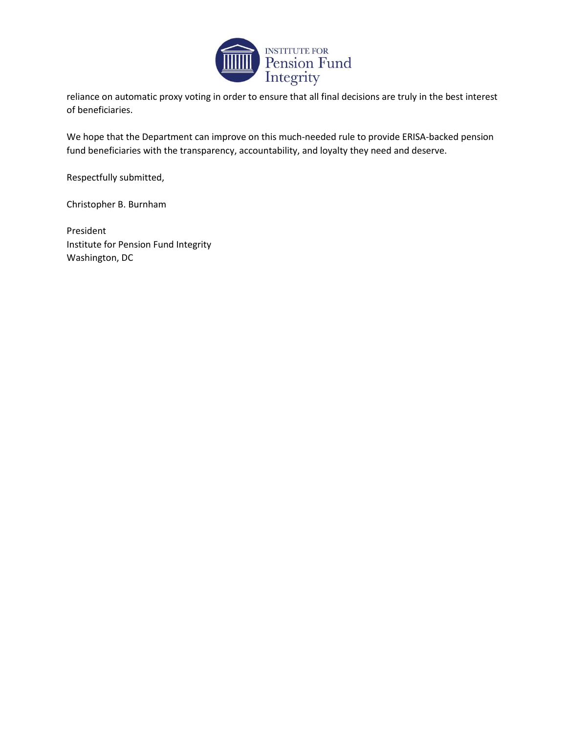reliance on automatic proxy voting in order to ensure that all final decisions are truly in the best interest of beneficiaries.

We hope that the Department can improve on this much-needed rule to provide ERISA-backed pension fund beneficiaries with the transparency, accountability, and loyalty they need and deserve.

Respectfully submitted,

Christopher B. Burnham

President
Institute for Pension Fund Integrity
Washington, DC